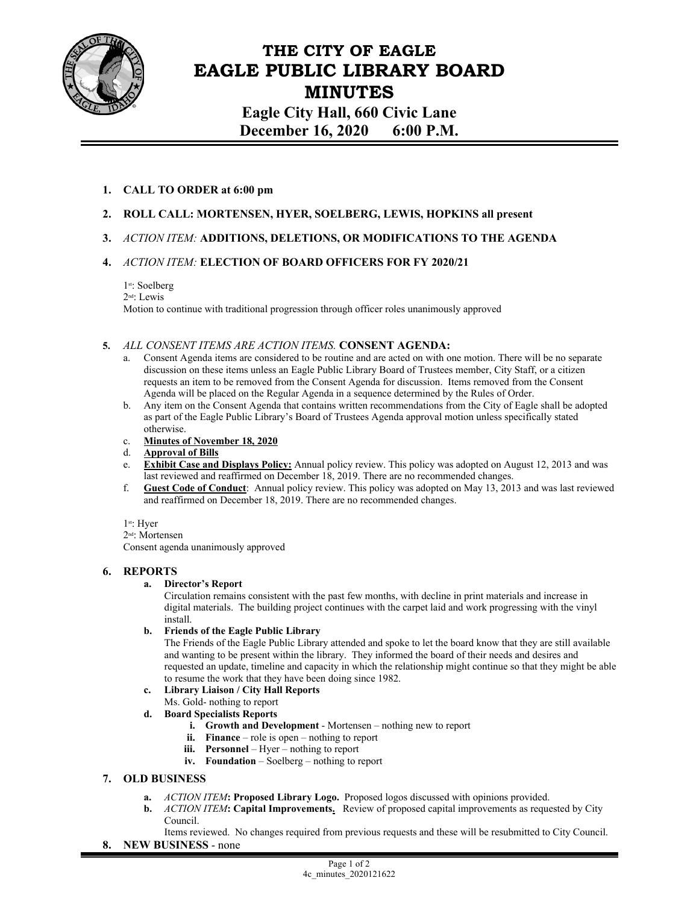# THE CITY OF EAGLE
# EAGLE PUBLIC LIBRARY BOARD
# MINUTES

**Eagle City Hall, 660 Civic Lane**
**December 16, 2020 6:00 P.M.**

1. **CALL TO ORDER at 6:00 pm**

2. **ROLL CALL: MORTENSEN, HYER, SOELBERG, LEWIS, HOPKINS all present**

3. *ACTION ITEM:* **ADDITIONS, DELETIONS, OR MODIFICATIONS TO THE AGENDA**

4. *ACTION ITEM:* **ELECTION OF BOARD OFFICERS FOR FY 2020/21**

   1st: Soelberg
   2nd: Lewis
   Motion to continue with traditional progression through officer roles unanimously approved

5. *ALL CONSENT ITEMS ARE ACTION ITEMS.* **CONSENT AGENDA:**
   a. Consent Agenda items are considered to be routine and are acted on with one motion. There will be no separate discussion on these items unless an Eagle Public Library Board of Trustees member, City Staff, or a citizen requests an item to be removed from the Consent Agenda for discussion. Items removed from the Consent Agenda will be placed on the Regular Agenda in a sequence determined by the Rules of Order.
   b. Any item on the Consent Agenda that contains written recommendations from the City of Eagle shall be adopted as part of the Eagle Public Library's Board of Trustees Agenda approval motion unless specifically stated otherwise.
   c. **Minutes of November 18, 2020**
   d. **Approval of Bills**
   e. **Exhibit Case and Displays Policy:** Annual policy review. This policy was adopted on August 12, 2013 and was last reviewed and reaffirmed on December 18, 2019. There are no recommended changes.
   f. **Guest Code of Conduct**: Annual policy review. This policy was adopted on May 13, 2013 and was last reviewed and reaffirmed on December 18, 2019. There are no recommended changes.

   1st: Hyer
   2nd: Mortensen
   Consent agenda unanimously approved

6. **REPORTS**
   a. **Director's Report**
      Circulation remains consistent with the past few months, with decline in print materials and increase in digital materials. The building project continues with the carpet laid and work progressing with the vinyl install.
   b. **Friends of the Eagle Public Library**
      The Friends of the Eagle Public Library attended and spoke to let the board know that they are still available and wanting to be present within the library. They informed the board of their needs and desires and requested an update, timeline and capacity in which the relationship might continue so that they might be able to resume the work that they have been doing since 1982.
   c. **Library Liaison / City Hall Reports**
      Ms. Gold- nothing to report
   d. **Board Specialists Reports**
      i. **Growth and Development** - Mortensen – nothing new to report
      ii. **Finance** – role is open – nothing to report
      iii. **Personnel** – Hyer – nothing to report
      iv. **Foundation** – Soelberg – nothing to report

7. **OLD BUSINESS**
   a. *ACTION ITEM*: **Proposed Library Logo.** Proposed logos discussed with opinions provided.
   b. *ACTION ITEM*: **Capital Improvements.** Review of proposed capital improvements as requested by City Council.
      Items reviewed. No changes required from previous requests and these will be resubmitted to City Council.

8. **NEW BUSINESS** - none

4c_minutes_2020121622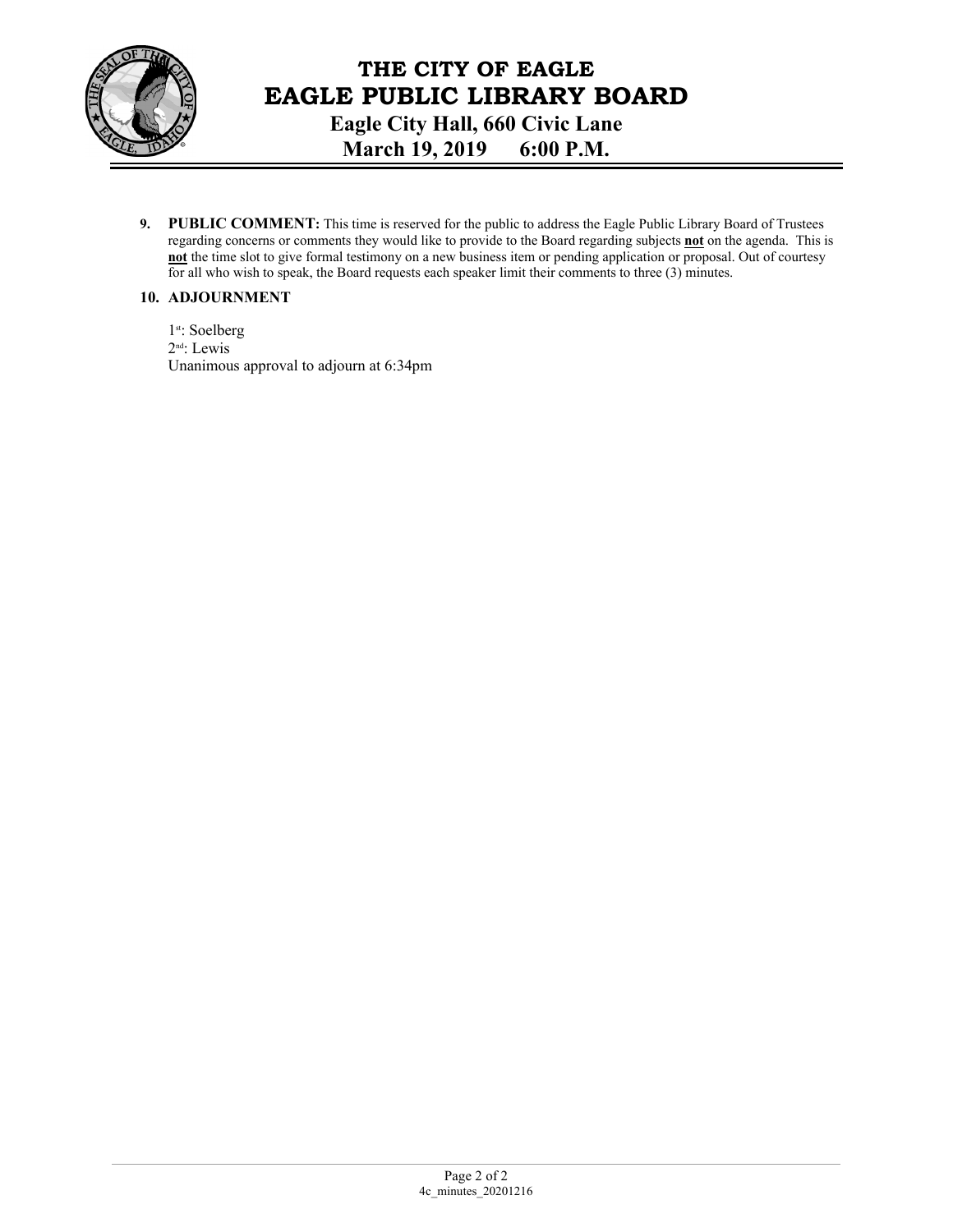# THE CITY OF EAGLE
# EAGLE PUBLIC LIBRARY BOARD
## Eagle City Hall, 660 Civic Lane
## March 19, 2019 6:00 P.M.

9. **PUBLIC COMMENT:** This time is reserved for the public to address the Eagle Public Library Board of Trustees regarding concerns or comments they would like to provide to the Board regarding subjects **not** on the agenda. This is **not** the time slot to give formal testimony on a new business item or pending application or proposal. Out of courtesy for all who wish to speak, the Board requests each speaker limit their comments to three (3) minutes.

10. **ADJOURNMENT**

    1st: Soelberg
    2nd: Lewis
    Unanimous approval to adjourn at 6:34pm

4c_minutes_20201216